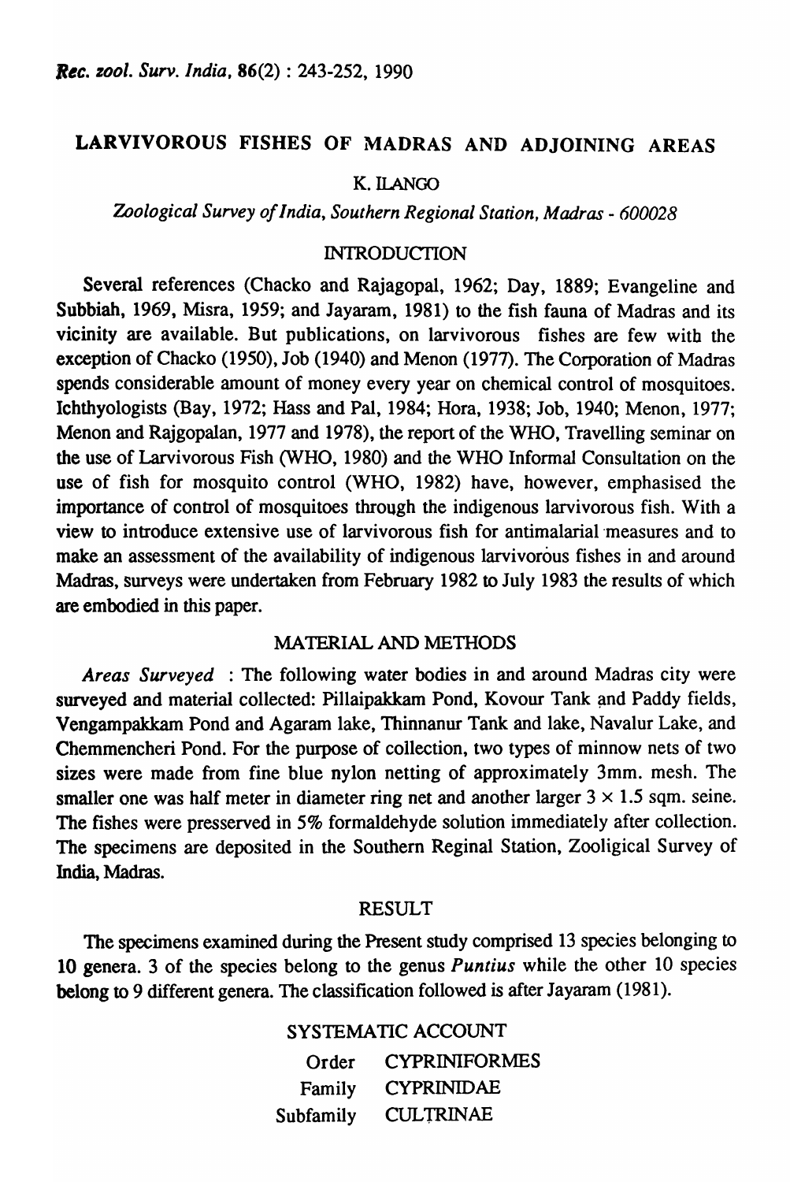# LARVIVOROUS FISHES OF MADRAS AND ADJOINING AREAS

K. ILANGO

*Zoological Survey of India, Southern Regional Station, Madras - 600028*

## INTRODUCTION

Several references (Chacko and Rajagopal, 1962; Day, 1889; Evangeline and Subbiah, 1969, Misra, 1959; and Jayaram, 1981) to the fish fauna of Madras and its vicinity are available. But publications, on larvivorous fishes are few with the exception of Chacko (1950), Job (1940) and Menon (1977). The Corporation of Madras spends considerable amount of money every year on chemical control of mosquitoes. Ichthyologists (Bay, 1972; Hass and Pal, 1984; Hora, 1938; Job, 1940; Menon, 1977; Menon and Rajgopalan, 1977 and 1978), the report of the WHO, Travelling seminar on the use of Larvivorous Fish (WHO, 1980) and the WHO Informal Consultation on the use of fish for mosquito control (WHO, 1982) have, however, emphasised the importance of control of mosquitoes through the indigenous larvivorous fish. With a view to introduce extensive use of larvivorous fish for antimalarial measures and to make an assessment of the availability of indigenous larvivorous fishes in and around Madras, surveys were undertaken from February 1982 to July 1983 the results of which are embodied in this paper.

## MATERIAL AND METHODS

*Areas Surveyed* : The following water bodies in and around Madras city were surveyed and material collected: Pillaipakkam Pond, Kovour Tank and Paddy fields, Vengampakkam Pond and Agaram lake, Thinnanur Tank and lake, Navalur Lake, and Chemmencheri Pond. For the purpose of collection, two types of minnow nets of two sizes were made from fine blue nylon netting of approximately 3mm. mesh. The smaller one was half meter in diameter ring net and another larger $3 \times 1.5$ sqm. seine. The fishes were presserved in 5% formaldehyde solution immediately after collection. The specimens are deposited in the Southern Reginal Station, Zooligical Survey of India, Madras.

## RESULT

The specimens examined during the Present study comprised 13 species belonging to 10 genera. 3 of the species belong to the genus *Puntius* while the other 10 species belong to 9 different genera. The classification followed is after Jayaram (1981).

## SYSTEMATIC ACCOUNT

Order CYPRINIFORMES

Family CYPRINIDAE

Subfamily CULTRINAE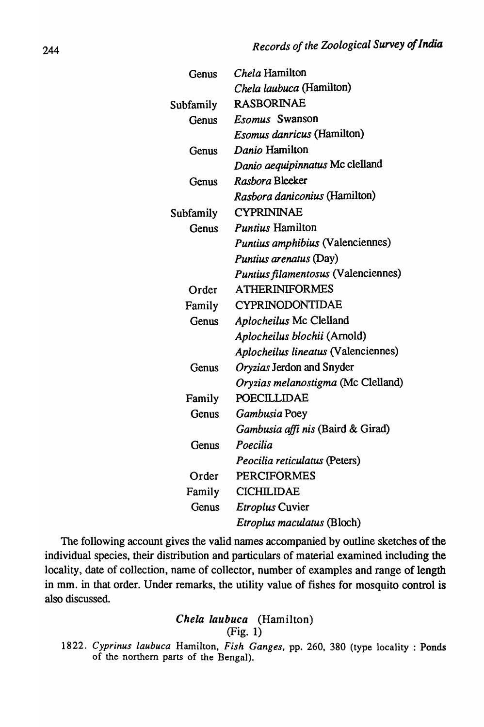| | |
|---|---|
| Genus | *Chela* Hamilton |
| | *Chela laubuca* (Hamilton) |
| Subfamily | RASBORINAE |
| Genus | *Esomus* Swanson |
| | *Esomus danricus* (Hamilton) |
| Genus | *Danio* Hamilton |
| | *Danio aequipinnatus* Mc clelland |
| Genus | *Rasbora* Bleeker |
| | *Rasbora daniconius* (Hamilton) |
| Subfamily | CYPRININAE |
| Genus | *Puntius* Hamilton |
| | *Puntius amphibius* (Valenciennes) |
| | *Puntius arenatus* (Day) |
| | *Puntius filamentosus* (Valenciennes) |
| Order | ATHERINIFORMES |
| Family | CYPRINODONTIDAE |
| Genus | *Aplocheilus* Mc Clelland |
| | *Aplocheilus blochii* (Arnold) |
| | *Aplocheilus lineatus* (Valenciennes) |
| Genus | *Oryzias* Jerdon and Snyder |
| | *Oryzias melanostigma* (Mc Clelland) |
| Family | POECILLIDAE |
| Genus | *Gambusia* Poey |
| | *Gambusia affi nis* (Baird & Girad) |
| Genus | *Poecilia* |
| | *Peocilia reticulatus* (Peters) |
| Order | PERCIFORMES |
| Family | CICHILIDAE |
| Genus | *Etroplus* Cuvier |
| | *Etroplus maculatus* (Bloch) |

The following account gives the valid names accompanied by outline sketches of the individual species, their distribution and particulars of material examined including the locality, date of collection, name of collector, number of examples and range of length in mm. in that order. Under remarks, the utility value of fishes for mosquito control is also discussed.

### *Chela laubuca* (Hamilton)
(Fig. 1)

1822. *Cyprinus laubuca* Hamilton, *Fish Ganges*, pp. 260, 380 (type locality : Ponds of the northern parts of the Bengal).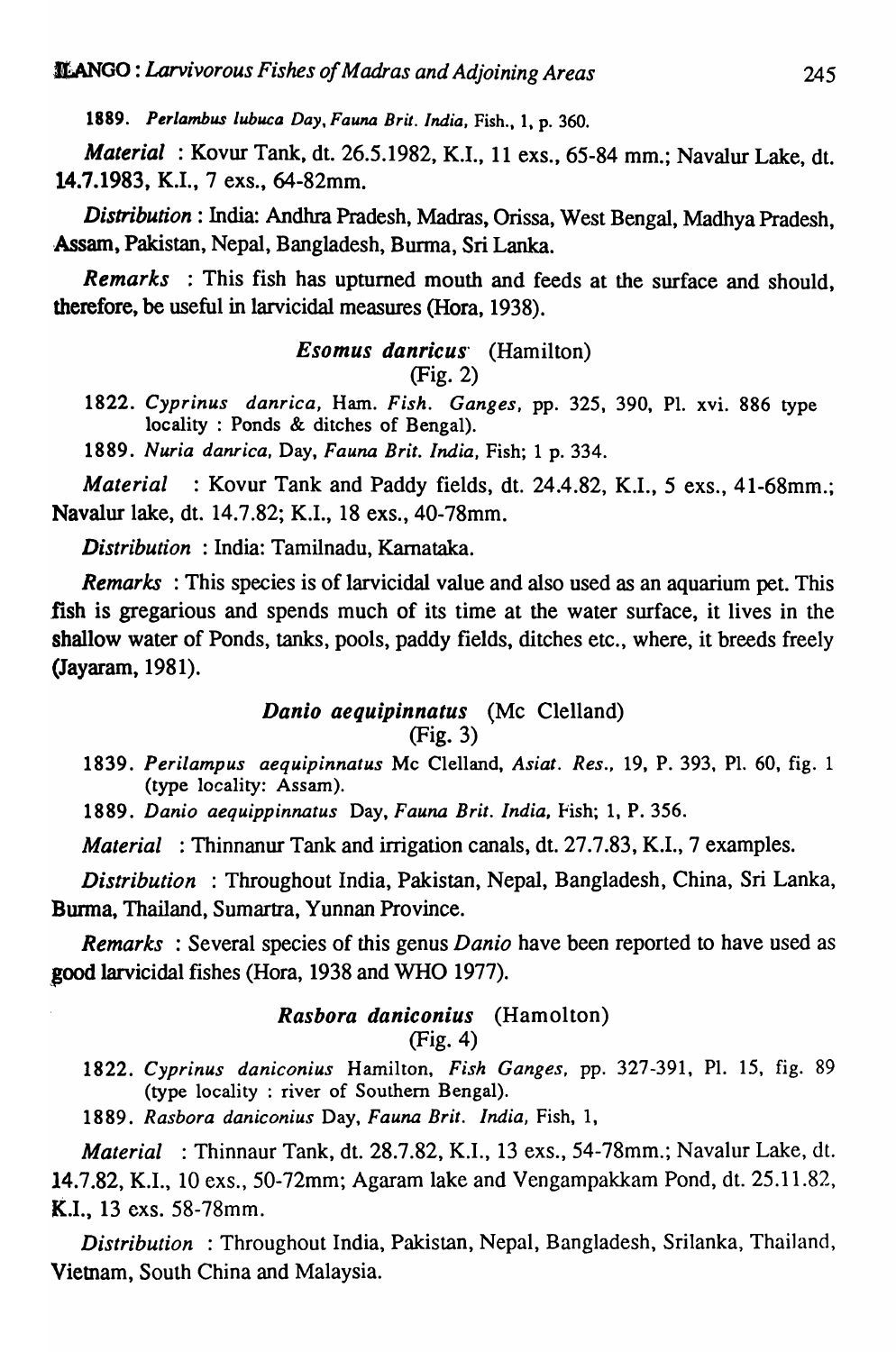1889. *Perlambus lubuca* Day, *Fauna Brit. India*, Fish., 1, p. 360.

*Material* : Kovur Tank, dt. 26.5.1982, K.I., 11 exs., 65-84 mm.; Navalur Lake, dt. 14.7.1983, K.I., 7 exs., 64-82mm.

*Distribution* : India: Andhra Pradesh, Madras, Orissa, West Bengal, Madhya Pradesh, Assam, Pakistan, Nepal, Bangladesh, Burma, Sri Lanka.

*Remarks* : This fish has upturned mouth and feeds at the surface and should, therefore, be useful in larvicidal measures (Hora, 1938).

### *Esomus danricus* (Hamilton)
(Fig. 2)

1822. *Cyprinus danrica*, Ham. *Fish. Ganges*, pp. 325, 390, Pl. xvi. 886 type locality : Ponds & ditches of Bengal).

1889. *Nuria danrica*, Day, *Fauna Brit. India*, Fish; 1 p. 334.

*Material* : Kovur Tank and Paddy fields, dt. 24.4.82, K.I., 5 exs., 41-68mm.; Navalur lake, dt. 14.7.82; K.I., 18 exs., 40-78mm.

*Distribution* : India: Tamilnadu, Karnataka.

*Remarks* : This species is of larvicidal value and also used as an aquarium pet. This fish is gregarious and spends much of its time at the water surface, it lives in the shallow water of Ponds, tanks, pools, paddy fields, ditches etc., where, it breeds freely (Jayaram, 1981).

### *Danio aequipinnatus* (Mc Clelland)
(Fig. 3)

1839. *Perilampus aequipinnatus* Mc Clelland, *Asiat. Res.*, 19, P. 393, Pl. 60, fig. 1 (type locality: Assam).

1889. *Danio aequippinnatus* Day, *Fauna Brit. India*, Fish; 1, P. 356.

*Material* : Thinnanur Tank and irrigation canals, dt. 27.7.83, K.I., 7 examples.

*Distribution* : Throughout India, Pakistan, Nepal, Bangladesh, China, Sri Lanka, Burma, Thailand, Sumartra, Yunnan Province.

*Remarks* : Several species of this genus *Danio* have been reported to have used as good larvicidal fishes (Hora, 1938 and WHO 1977).

### *Rasbora daniconius* (Hamolton)
(Fig. 4)

1822. *Cyprinus daniconius* Hamilton, *Fish Ganges*, pp. 327-391, Pl. 15, fig. 89 (type locality : river of Southern Bengal).

1889. *Rasbora daniconius* Day, *Fauna Brit. India*, Fish, 1,

*Material* : Thinnaur Tank, dt. 28.7.82, K.I., 13 exs., 54-78mm.; Navalur Lake, dt. 14.7.82, K.I., 10 exs., 50-72mm; Agaram lake and Vengampakkam Pond, dt. 25.11.82, K.I., 13 exs. 58-78mm.

*Distribution* : Throughout India, Pakistan, Nepal, Bangladesh, Srilanka, Thailand, Vietnam, South China and Malaysia.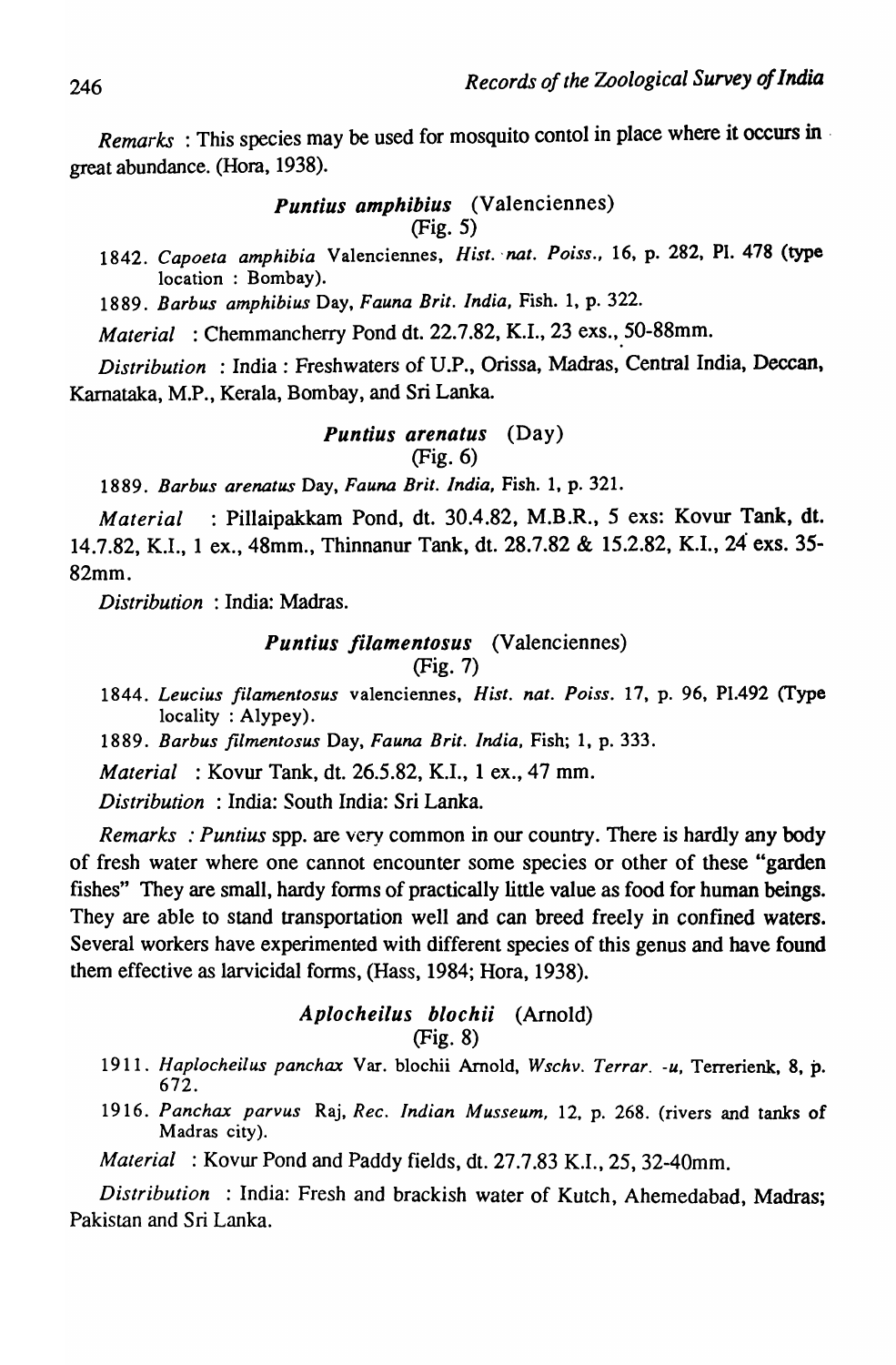*Remarks* : This species may be used for mosquito contol in place where it occurs in great abundance. (Hora, 1938).

### *Puntius amphibius* (Valenciennes)
(Fig. 5)

1842. *Capoeta amphibia* Valenciennes, *Hist. nat. Poiss.*, 16, p. 282, Pl. 478 (type location : Bombay).

1889. *Barbus amphibius* Day, *Fauna Brit. India*, Fish. 1, p. 322.

*Material* : Chemmancherry Pond dt. 22.7.82, K.I., 23 exs., 50-88mm.

*Distribution* : India : Freshwaters of U.P., Orissa, Madras, Central India, Deccan, Karnataka, M.P., Kerala, Bombay, and Sri Lanka.

### *Puntius arenatus* (Day)
(Fig. 6)

1889. *Barbus arenatus* Day, *Fauna Brit. India*, Fish. 1, p. 321.

*Material* : Pillaipakkam Pond, dt. 30.4.82, M.B.R., 5 exs: Kovur Tank, dt. 14.7.82, K.I., 1 ex., 48mm., Thinnanur Tank, dt. 28.7.82 & 15.2.82, K.I., 24 exs. 35-82mm.

*Distribution* : India: Madras.

### *Puntius filamentosus* (Valenciennes)
(Fig. 7)

1844. *Leucius filamentosus* valenciennes, *Hist. nat. Poiss.* 17, p. 96, Pl.492 (Type locality : Alypey).

1889. *Barbus filmentosus* Day, *Fauna Brit. India*, Fish; 1, p. 333.

*Material* : Kovur Tank, dt. 26.5.82, K.I., 1 ex., 47 mm.

*Distribution* : India: South India: Sri Lanka.

*Remarks : Puntius* spp. are very common in our country. There is hardly any body of fresh water where one cannot encounter some species or other of these "garden fishes" They are small, hardy forms of practically little value as food for human beings. They are able to stand transportation well and can breed freely in confined waters. Several workers have experimented with different species of this genus and have found them effective as larvicidal forms, (Hass, 1984; Hora, 1938).

### *Aplocheilus blochii* (Arnold)
(Fig. 8)

1911. *Haplocheilus panchax* Var. blochii Arnold, *Wschv. Terrar. -u*, Terrerienk, 8, p. 672.

1916. *Panchax parvus* Raj, *Rec. Indian Musseum*, 12, p. 268. (rivers and tanks of Madras city).

*Material* : Kovur Pond and Paddy fields, dt. 27.7.83 K.I., 25, 32-40mm.

*Distribution* : India: Fresh and brackish water of Kutch, Ahemedabad, Madras; Pakistan and Sri Lanka.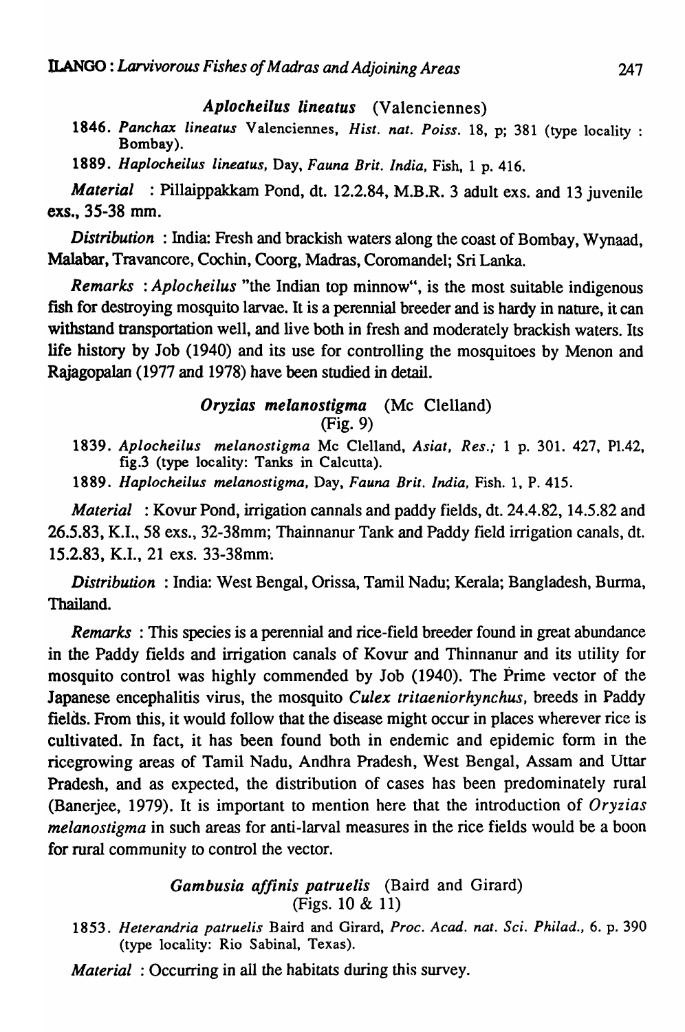### *Aplocheilus lineatus* (Valenciennes)

1846. *Panchax lineatus* Valenciennes, *Hist. nat. Poiss.* 18, p; 381 (type locality : Bombay).

1889. *Haplocheilus lineatus*, Day, *Fauna Brit. India*, Fish, 1 p. 416.

*Material* : Pillaippakkam Pond, dt. 12.2.84, M.B.R. 3 adult exs. and 13 juvenile exs., 35-38 mm.

*Distribution* : India: Fresh and brackish waters along the coast of Bombay, Wynaad, Malabar, Travancore, Cochin, Coorg, Madras, Coromandel; Sri Lanka.

*Remarks* : *Aplocheilus* "the Indian top minnow", is the most suitable indigenous fish for destroying mosquito larvae. It is a perennial breeder and is hardy in nature, it can withstand transportation well, and live both in fresh and moderately brackish waters. Its life history by Job (1940) and its use for controlling the mosquitoes by Menon and Rajagopalan (1977 and 1978) have been studied in detail.

### *Oryzias melanostigma* (Mc Clelland)
(Fig. 9)

1839. *Aplocheilus melanostigma* Mc Clelland, *Asiat, Res.*; 1 p. 301. 427, Pl.42, fig.3 (type locality: Tanks in Calcutta).

1889. *Haplocheilus melanostigma*, Day, *Fauna Brit. India*, Fish. 1, P. 415.

*Material* : Kovur Pond, irrigation cannals and paddy fields, dt. 24.4.82, 14.5.82 and 26.5.83, K.I., 58 exs., 32-38mm; Thainnanur Tank and Paddy field irrigation canals, dt. 15.2.83, K.I., 21 exs. 33-38mm.

*Distribution* : India: West Bengal, Orissa, Tamil Nadu; Kerala; Bangladesh, Burma, Thailand.

*Remarks* : This species is a perennial and rice-field breeder found in great abundance in the Paddy fields and irrigation canals of Kovur and Thinnanur and its utility for mosquito control was highly commended by Job (1940). The Prime vector of the Japanese encephalitis virus, the mosquito *Culex tritaeniorhynchus*, breeds in Paddy fields. From this, it would follow that the disease might occur in places wherever rice is cultivated. In fact, it has been found both in endemic and epidemic form in the ricegrowing areas of Tamil Nadu, Andhra Pradesh, West Bengal, Assam and Uttar Pradesh, and as expected, the distribution of cases has been predominately rural (Banerjee, 1979). It is important to mention here that the introduction of *Oryzias melanostigma* in such areas for anti-larval measures in the rice fields would be a boon for rural community to control the vector.

### *Gambusia affinis patruelis* (Baird and Girard)
(Figs. 10 & 11)

1853. *Heterandria patruelis* Baird and Girard, *Proc. Acad. nat. Sci. Philad.*, 6. p. 390 (type locality: Rio Sabinal, Texas).

*Material* : Occurring in all the habitats during this survey.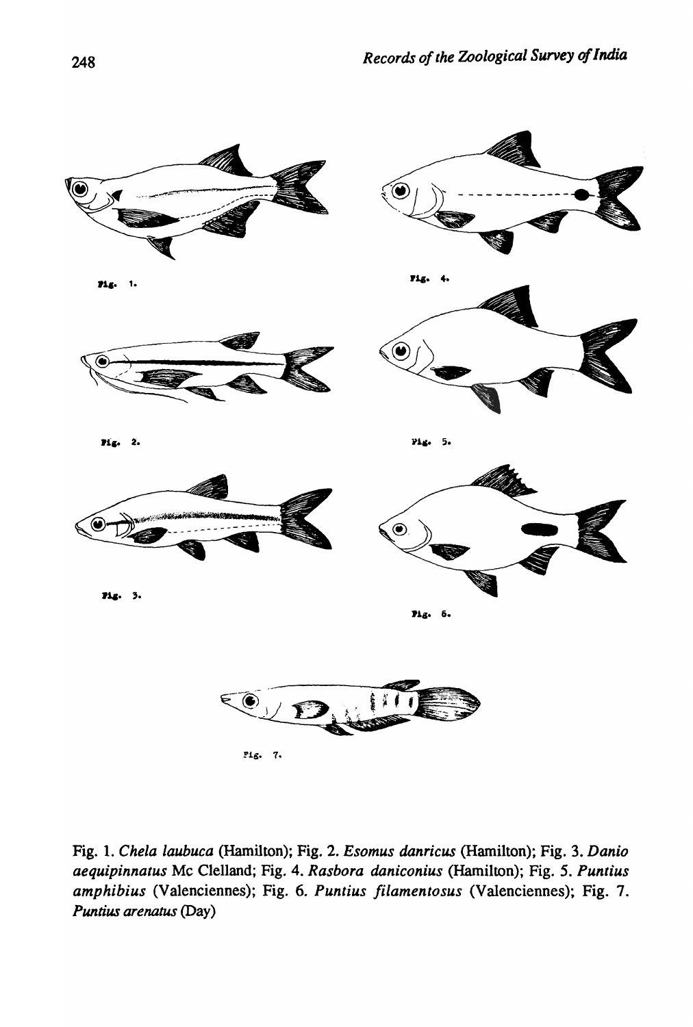Fig. 1. *Chela laubuca* (Hamilton); Fig. 2. *Esomus danricus* (Hamilton); Fig. 3. *Danio aequipinnatus* Mc Clelland; Fig. 4. *Rasbora daniconius* (Hamilton); Fig. 5. *Puntius amphibius* (Valenciennes); Fig. 6. *Puntius filamentosus* (Valenciennes); Fig. 7. *Puntius arenatus* (Day)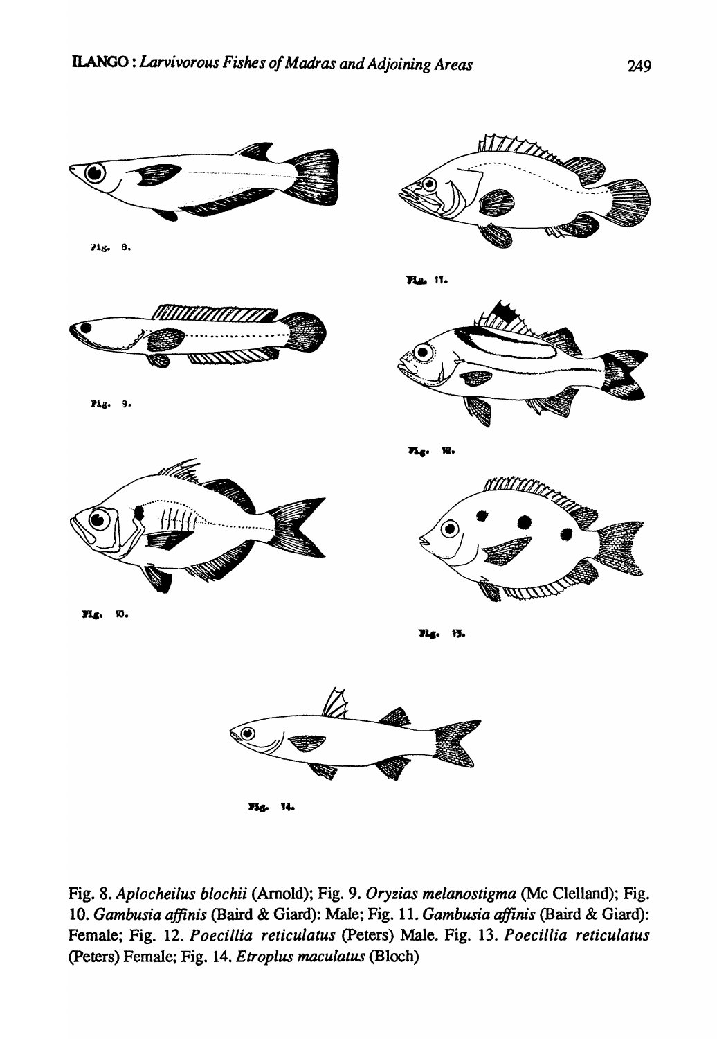Fig. 8. *Aplocheilus blochii* (Arnold); Fig. 9. *Oryzias melanostigma* (Mc Clelland); Fig. 10. *Gambusia affinis* (Baird & Giard): Male; Fig. 11. *Gambusia affinis* (Baird & Giard): Female; Fig. 12. *Poecillia reticulatus* (Peters) Male. Fig. 13. *Poecillia reticulatus* (Peters) Female; Fig. 14. *Etroplus maculatus* (Bloch)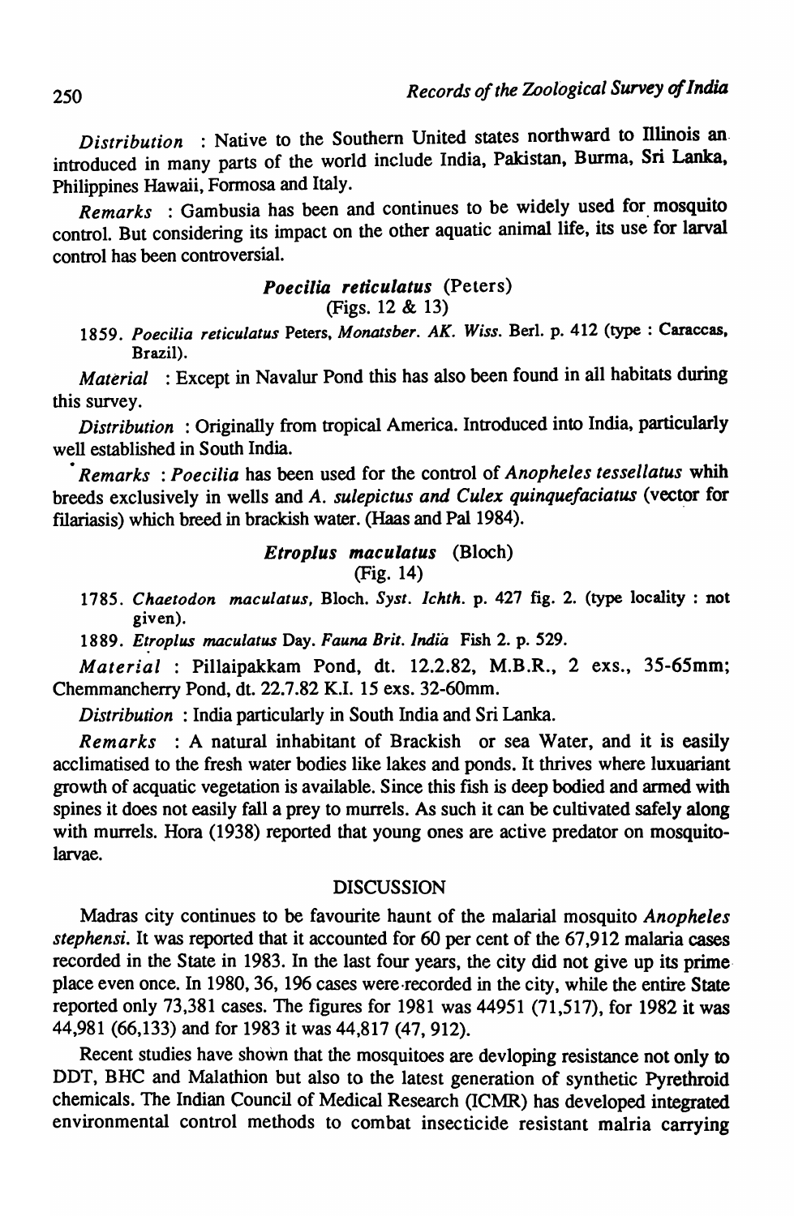*Distribution* : Native to the Southern United states northward to Illinois an introduced in many parts of the world include India, Pakistan, Burma, Sri Lanka, Philippines Hawaii, Formosa and Italy.

*Remarks* : Gambusia has been and continues to be widely used for mosquito control. But considering its impact on the other aquatic animal life, its use for larval control has been controversial.

### ***Poecilia reticulatus*** (Peters)
(Figs. 12 & 13)

1859. *Poecilia reticulatus* Peters, *Monatsber. AK. Wiss.* Berl. p. 412 (type : Caraccas, Brazil).

*Material* : Except in Navalur Pond this has also been found in all habitats during this survey.

*Distribution* : Originally from tropical America. Introduced into India, particularly well established in South India.

*Remarks* : *Poecilia* has been used for the control of *Anopheles tessellatus* whih breeds exclusively in wells and *A. sulepictus and Culex quinquefaciatus* (vector for filariasis) which breed in brackish water. (Haas and Pal 1984).

### ***Etroplus maculatus*** (Bloch)
(Fig. 14)

1785. *Chaetodon maculatus*, Bloch. *Syst. Ichth.* p. 427 fig. 2. (type locality : not given).

1889. *Etroplus maculatus* Day. *Fauna Brit. India* Fish 2. p. 529.

*Material* : Pillaipakkam Pond, dt. 12.2.82, M.B.R., 2 exs., 35-65mm; Chemmancherry Pond, dt. 22.7.82 K.I. 15 exs. 32-60mm.

*Distribution* : India particularly in South India and Sri Lanka.

*Remarks* : A natural inhabitant of Brackish or sea Water, and it is easily acclimatised to the fresh water bodies like lakes and ponds. It thrives where luxuariant growth of acquatic vegetation is available. Since this fish is deep bodied and armed with spines it does not easily fall a prey to murrels. As such it can be cultivated safely along with murrels. Hora (1938) reported that young ones are active predator on mosquito-larvae.

## DISCUSSION

Madras city continues to be favourite haunt of the malarial mosquito *Anopheles stephensi*. It was reported that it accounted for 60 per cent of the 67,912 malaria cases recorded in the State in 1983. In the last four years, the city did not give up its prime place even once. In 1980, 36, 196 cases were recorded in the city, while the entire State reported only 73,381 cases. The figures for 1981 was 44951 (71,517), for 1982 it was 44,981 (66,133) and for 1983 it was 44,817 (47, 912).

Recent studies have shown that the mosquitoes are devloping resistance not only to DDT, BHC and Malathion but also to the latest generation of synthetic Pyrethroid chemicals. The Indian Council of Medical Research (ICMR) has developed integrated environmental control methods to combat insecticide resistant malria carrying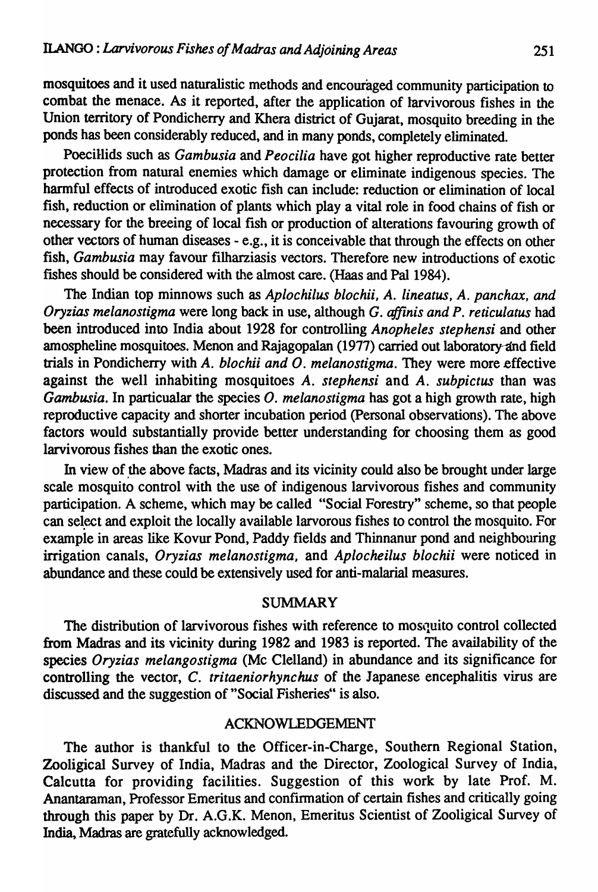mosquitoes and it used naturalistic methods and encouraged community participation to combat the menace. As it reported, after the application of larvivorous fishes in the Union territory of Pondicherry and Khera district of Gujarat, mosquito breeding in the ponds has been considerably reduced, and in many ponds, completely eliminated.

Poecillids such as *Gambusia* and *Peocilia* have got higher reproductive rate better protection from natural enemies which damage or eliminate indigenous species. The harmful effects of introduced exotic fish can include: reduction or elimination of local fish, reduction or elimination of plants which play a vital role in food chains of fish or necessary for the breeing of local fish or production of alterations favouring growth of other vectors of human diseases - e.g., it is conceivable that through the effects on other fish, *Gambusia* may favour filharziasis vectors. Therefore new introductions of exotic fishes should be considered with the almost care. (Haas and Pal 1984).

The Indian top minnows such as *Aplochilus blochii, A. lineatus, A. panchax, and Oryzias melanostigma* were long back in use, although *G. affinis and P. reticulatus* had been introduced into India about 1928 for controlling *Anopheles stephensi* and other amospheline mosquitoes. Menon and Rajagopalan (1977) carried out laboratory and field trials in Pondicherry with *A. blochii and O. melanostigma*. They were more effective against the well inhabiting mosquitoes *A. stephensi* and *A. subpictus* than was *Gambusia*. In particualar the species *O. melanostigma* has got a high growth rate, high reproductive capacity and shorter incubation period (Personal observations). The above factors would substantially provide better understanding for choosing them as good larvivorous fishes than the exotic ones.

In view of the above facts, Madras and its vicinity could also be brought under large scale mosquito control with the use of indigenous larvivorous fishes and community participation. A scheme, which may be called "Social Forestry" scheme, so that people can select and exploit the locally available larvorous fishes to control the mosquito. For example in areas like Kovur Pond, Paddy fields and Thinnanur pond and neighbouring irrigation canals, *Oryzias melanostigma*, and *Aplocheilus blochii* were noticed in abundance and these could be extensively used for anti-malarial measures.

## SUMMARY

The distribution of larvivorous fishes with reference to mosquito control collected from Madras and its vicinity during 1982 and 1983 is reported. The availability of the species *Oryzias melangostigma* (Mc Clelland) in abundance and its significance for controlling the vector, *C. tritaeniorhynchus* of the Japanese encephalitis virus are discussed and the suggestion of "Social Fisheries" is also.

## ACKNOWLEDGEMENT

The author is thankful to the Officer-in-Charge, Southern Regional Station, Zooligical Survey of India, Madras and the Director, Zoological Survey of India, Calcutta for providing facilities. Suggestion of this work by late Prof. M. Anantaraman, Professor Emeritus and confirmation of certain fishes and critically going through this paper by Dr. A.G.K. Menon, Emeritus Scientist of Zooligical Survey of India, Madras are gratefully acknowledged.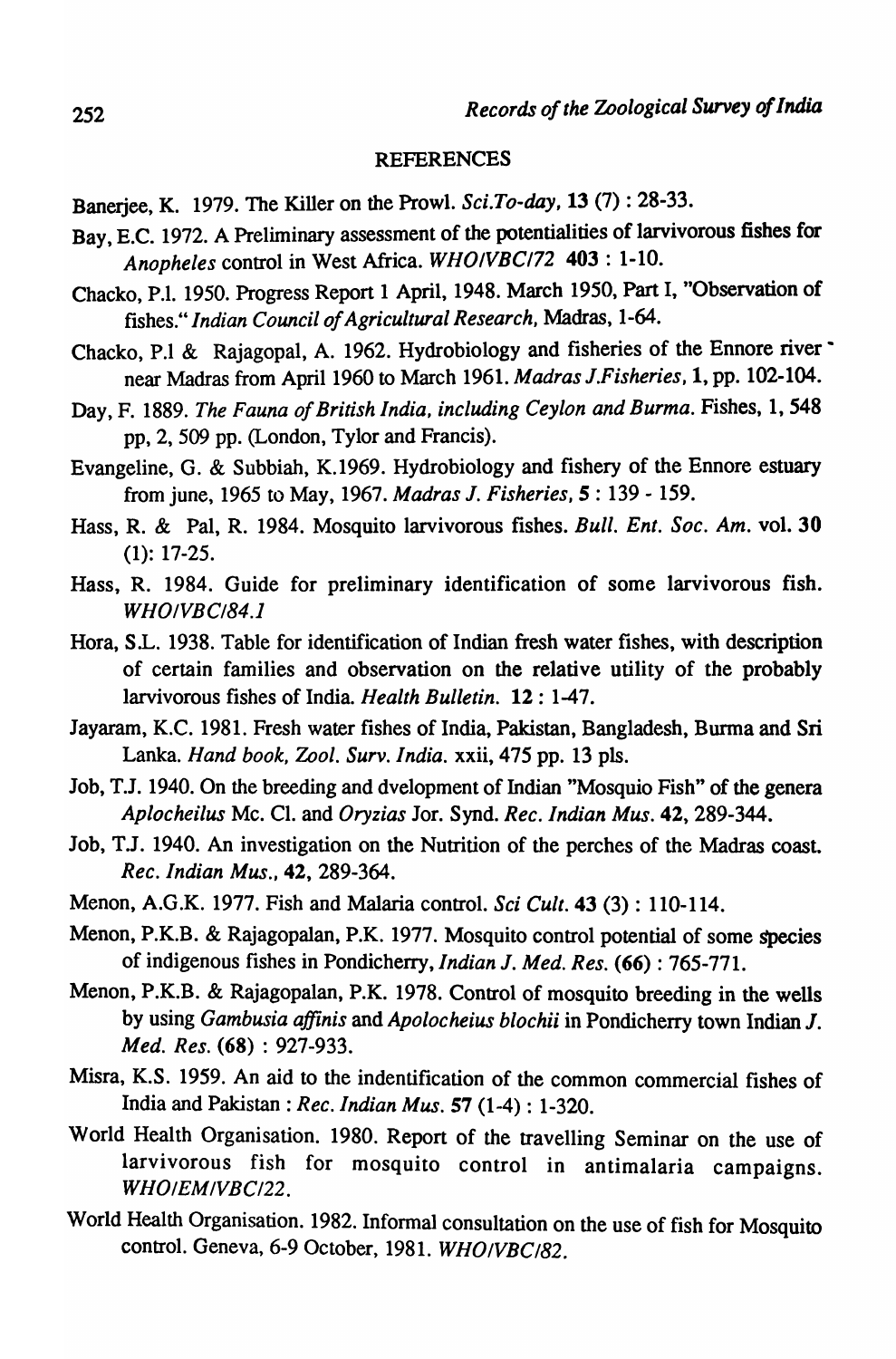## REFERENCES

Banerjee, K. 1979. The Killer on the Prowl. *Sci.To-day*, **13** (7) : 28-33.

Bay, E.C. 1972. A Preliminary assessment of the potentialities of larvivorous fishes for *Anopheles* control in West Africa. *WHO/VBC/72* **403** : 1-10.

Chacko, P.l. 1950. Progress Report 1 April, 1948. March 1950, Part I, "Observation of fishes." *Indian Council of Agricultural Research*, Madras, 1-64.

Chacko, P.l & Rajagopal, A. 1962. Hydrobiology and fisheries of the Ennore river near Madras from April 1960 to March 1961. *Madras J.Fisheries*, **1**, pp. 102-104.

Day, F. 1889. *The Fauna of British India, including Ceylon and Burma*. Fishes, 1, 548 pp, 2, 509 pp. (London, Tylor and Francis).

Evangeline, G. & Subbiah, K.1969. Hydrobiology and fishery of the Ennore estuary from june, 1965 to May, 1967. *Madras J. Fisheries*, **5** : 139 - 159.

Hass, R. & Pal, R. 1984. Mosquito larvivorous fishes. *Bull. Ent. Soc. Am.* vol. **30** (1): 17-25.

Hass, R. 1984. Guide for preliminary identification of some larvivorous fish. *WHO/VBC/84.1*

Hora, S.L. 1938. Table for identification of Indian fresh water fishes, with description of certain families and observation on the relative utility of the probably larvivorous fishes of India. *Health Bulletin.* **12** : 1-47.

Jayaram, K.C. 1981. Fresh water fishes of India, Pakistan, Bangladesh, Burma and Sri Lanka. *Hand book, Zool. Surv. India.* xxii, 475 pp. 13 pls.

Job, T.J. 1940. On the breeding and dvelopment of Indian "Mosquio Fish" of the genera *Aplocheilus* Mc. Cl. and *Oryzias* Jor. Synd. *Rec. Indian Mus.* **42**, 289-344.

Job, T.J. 1940. An investigation on the Nutrition of the perches of the Madras coast. *Rec. Indian Mus.*, **42**, 289-364.

Menon, A.G.K. 1977. Fish and Malaria control. *Sci Cult.* **43** (3) : 110-114.

Menon, P.K.B. & Rajagopalan, P.K. 1977. Mosquito control potential of some species of indigenous fishes in Pondicherry, *Indian J. Med. Res.* **(66)** : 765-771.

Menon, P.K.B. & Rajagopalan, P.K. 1978. Control of mosquito breeding in the wells by using *Gambusia affinis* and *Apolocheius blochii* in Pondicherry town Indian *J. Med. Res.* **(68)** : 927-933.

Misra, K.S. 1959. An aid to the indentification of the common commercial fishes of India and Pakistan : *Rec. Indian Mus.* **57** (1-4) : 1-320.

World Health Organisation. 1980. Report of the travelling Seminar on the use of larvivorous fish for mosquito control in antimalaria campaigns. *WHO/EM/VBC/22.*

World Health Organisation. 1982. Informal consultation on the use of fish for Mosquito control. Geneva, 6-9 October, 1981. *WHO/VBC/82.*